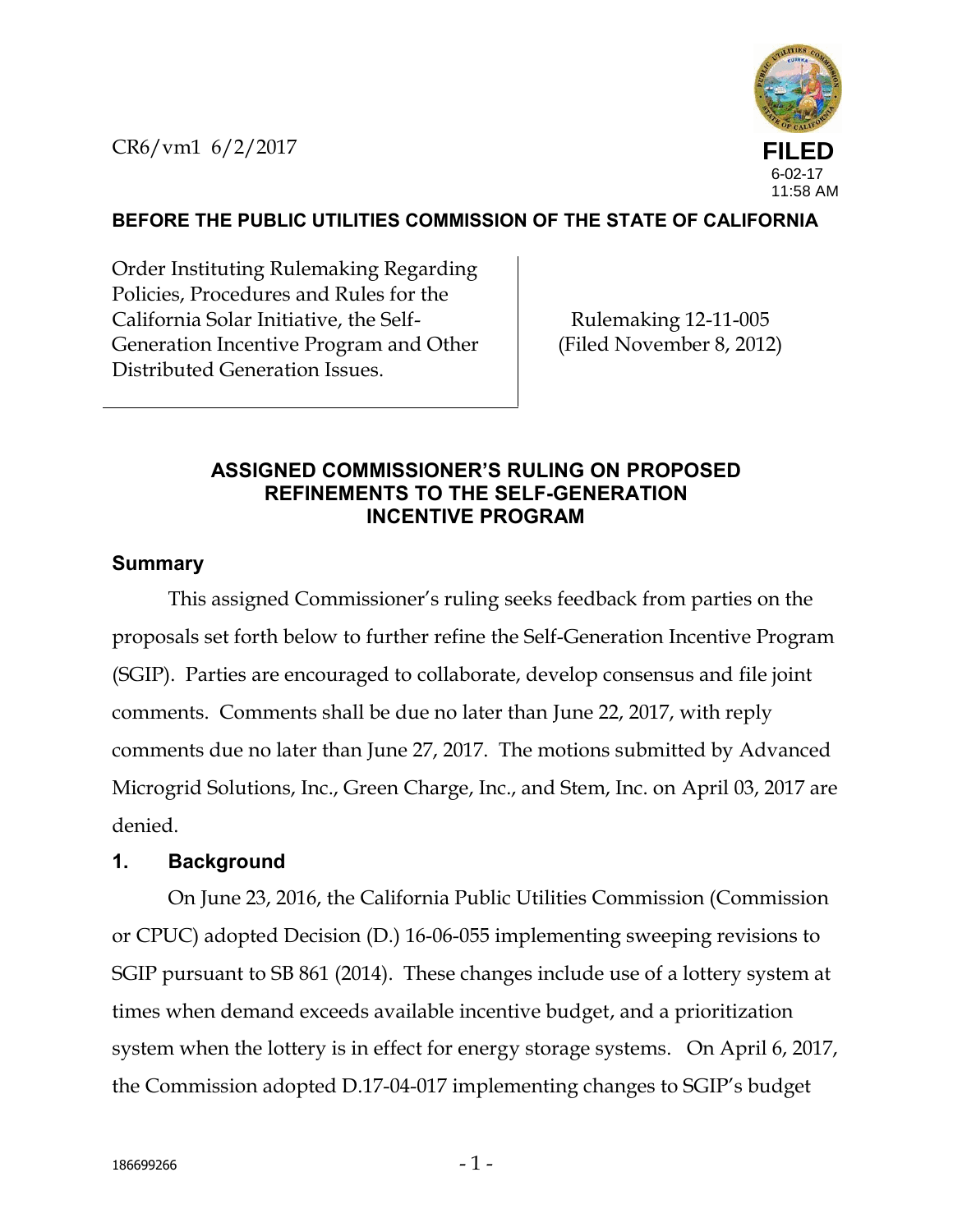CR6/vm1 6/2/2017

FILED
6-02-17
11:58 AM

**BEFORE THE PUBLIC UTILITIES COMMISSION OF THE STATE OF CALIFORNIA**

| Order Instituting Rulemaking Regarding Policies, Procedures and Rules for the California Solar Initiative, the Self-Generation Incentive Program and Other Distributed Generation Issues. | Rulemaking 12-11-005 (Filed November 8, 2012) |
|---|---|

## ASSIGNED COMMISSIONER'S RULING ON PROPOSED REFINEMENTS TO THE SELF-GENERATION INCENTIVE PROGRAM

### Summary

This assigned Commissioner's ruling seeks feedback from parties on the proposals set forth below to further refine the Self-Generation Incentive Program (SGIP). Parties are encouraged to collaborate, develop consensus and file joint comments. Comments shall be due no later than June 22, 2017, with reply comments due no later than June 27, 2017. The motions submitted by Advanced Microgrid Solutions, Inc., Green Charge, Inc., and Stem, Inc. on April 03, 2017 are denied.

### 1. Background

On June 23, 2016, the California Public Utilities Commission (Commission or CPUC) adopted Decision (D.) 16-06-055 implementing sweeping revisions to SGIP pursuant to SB 861 (2014). These changes include use of a lottery system at times when demand exceeds available incentive budget, and a prioritization system when the lottery is in effect for energy storage systems. On April 6, 2017, the Commission adopted D.17-04-017 implementing changes to SGIP's budget

186699266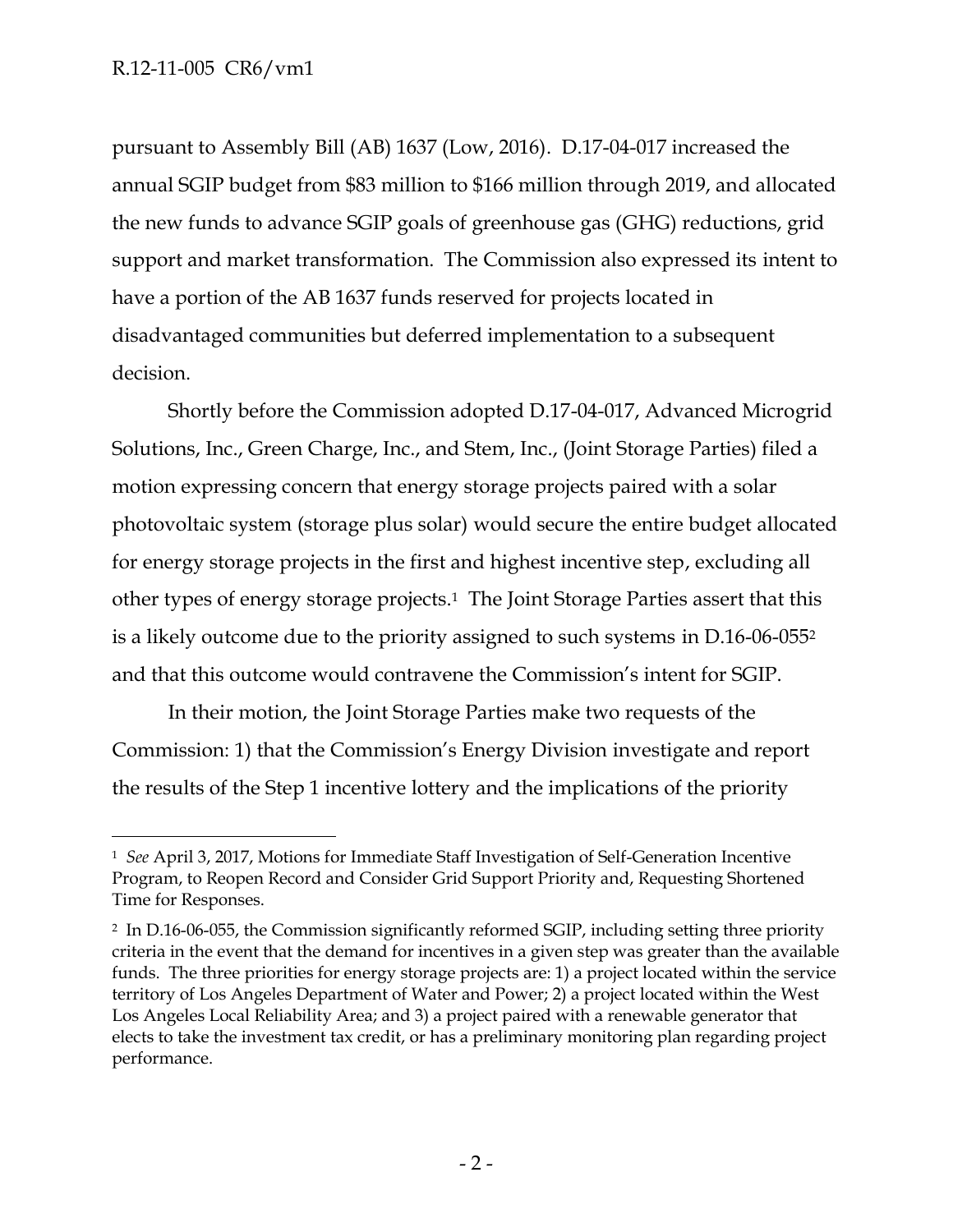pursuant to Assembly Bill (AB) 1637 (Low, 2016). D.17-04-017 increased the annual SGIP budget from $83 million to $166 million through 2019, and allocated the new funds to advance SGIP goals of greenhouse gas (GHG) reductions, grid support and market transformation. The Commission also expressed its intent to have a portion of the AB 1637 funds reserved for projects located in disadvantaged communities but deferred implementation to a subsequent decision.

Shortly before the Commission adopted D.17-04-017, Advanced Microgrid Solutions, Inc., Green Charge, Inc., and Stem, Inc., (Joint Storage Parties) filed a motion expressing concern that energy storage projects paired with a solar photovoltaic system (storage plus solar) would secure the entire budget allocated for energy storage projects in the first and highest incentive step, excluding all other types of energy storage projects.[1] The Joint Storage Parties assert that this is a likely outcome due to the priority assigned to such systems in D.16-06-055[2] and that this outcome would contravene the Commission's intent for SGIP.

In their motion, the Joint Storage Parties make two requests of the Commission: 1) that the Commission's Energy Division investigate and report the results of the Step 1 incentive lottery and the implications of the priority

---

[1] *See* April 3, 2017, Motions for Immediate Staff Investigation of Self-Generation Incentive Program, to Reopen Record and Consider Grid Support Priority and, Requesting Shortened Time for Responses.

[2] In D.16-06-055, the Commission significantly reformed SGIP, including setting three priority criteria in the event that the demand for incentives in a given step was greater than the available funds. The three priorities for energy storage projects are: 1) a project located within the service territory of Los Angeles Department of Water and Power; 2) a project located within the West Los Angeles Local Reliability Area; and 3) a project paired with a renewable generator that elects to take the investment tax credit, or has a preliminary monitoring plan regarding project performance.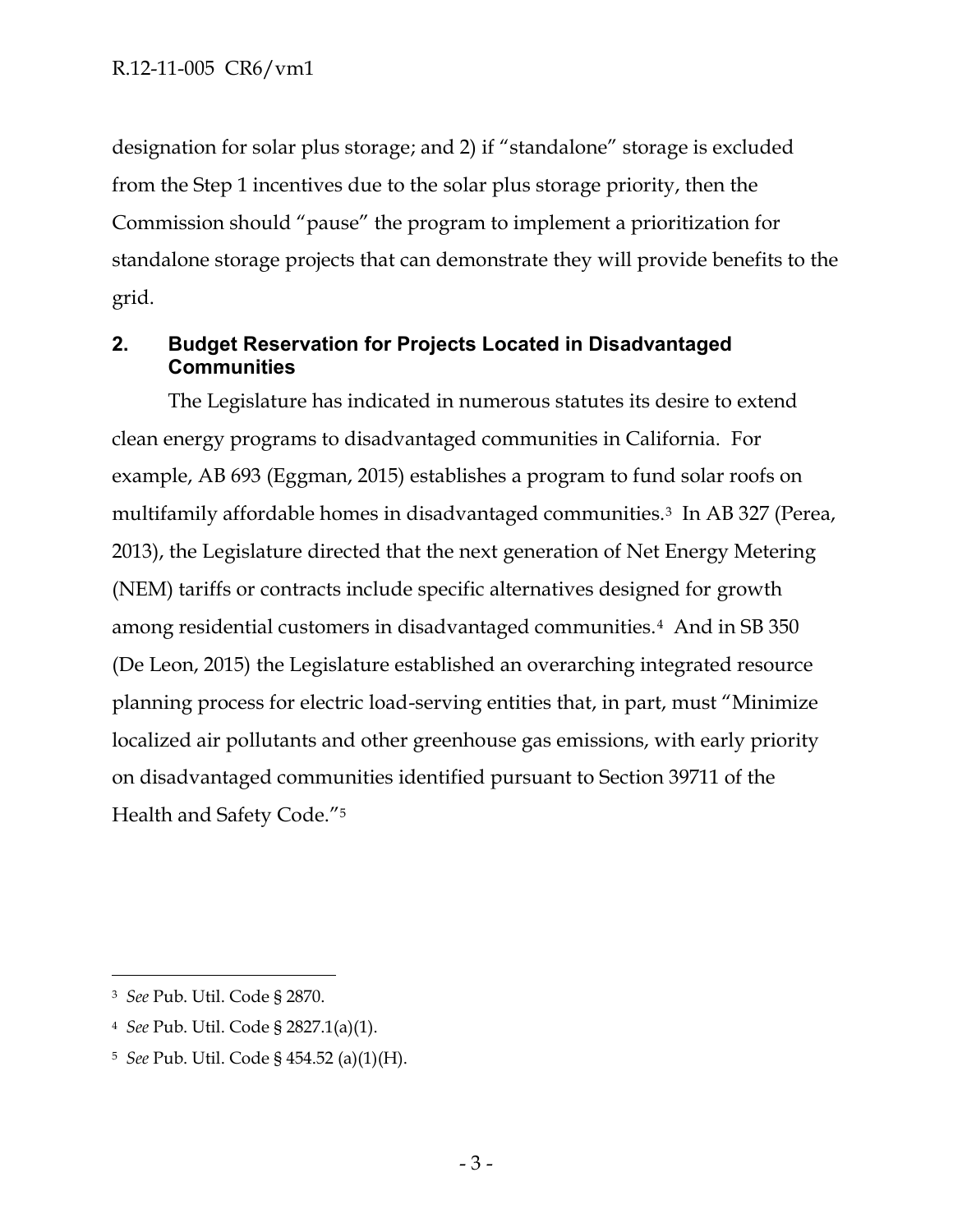designation for solar plus storage; and 2) if "standalone" storage is excluded from the Step 1 incentives due to the solar plus storage priority, then the Commission should "pause" the program to implement a prioritization for standalone storage projects that can demonstrate they will provide benefits to the grid.

## 2. Budget Reservation for Projects Located in Disadvantaged Communities

The Legislature has indicated in numerous statutes its desire to extend clean energy programs to disadvantaged communities in California. For example, AB 693 (Eggman, 2015) establishes a program to fund solar roofs on multifamily affordable homes in disadvantaged communities.[3] In AB 327 (Perea, 2013), the Legislature directed that the next generation of Net Energy Metering (NEM) tariffs or contracts include specific alternatives designed for growth among residential customers in disadvantaged communities.[4] And in SB 350 (De Leon, 2015) the Legislature established an overarching integrated resource planning process for electric load-serving entities that, in part, must "Minimize localized air pollutants and other greenhouse gas emissions, with early priority on disadvantaged communities identified pursuant to Section 39711 of the Health and Safety Code."[5]

---

[3] *See* Pub. Util. Code § 2870.

[4] *See* Pub. Util. Code § 2827.1(a)(1).

[5] *See* Pub. Util. Code § 454.52 (a)(1)(H).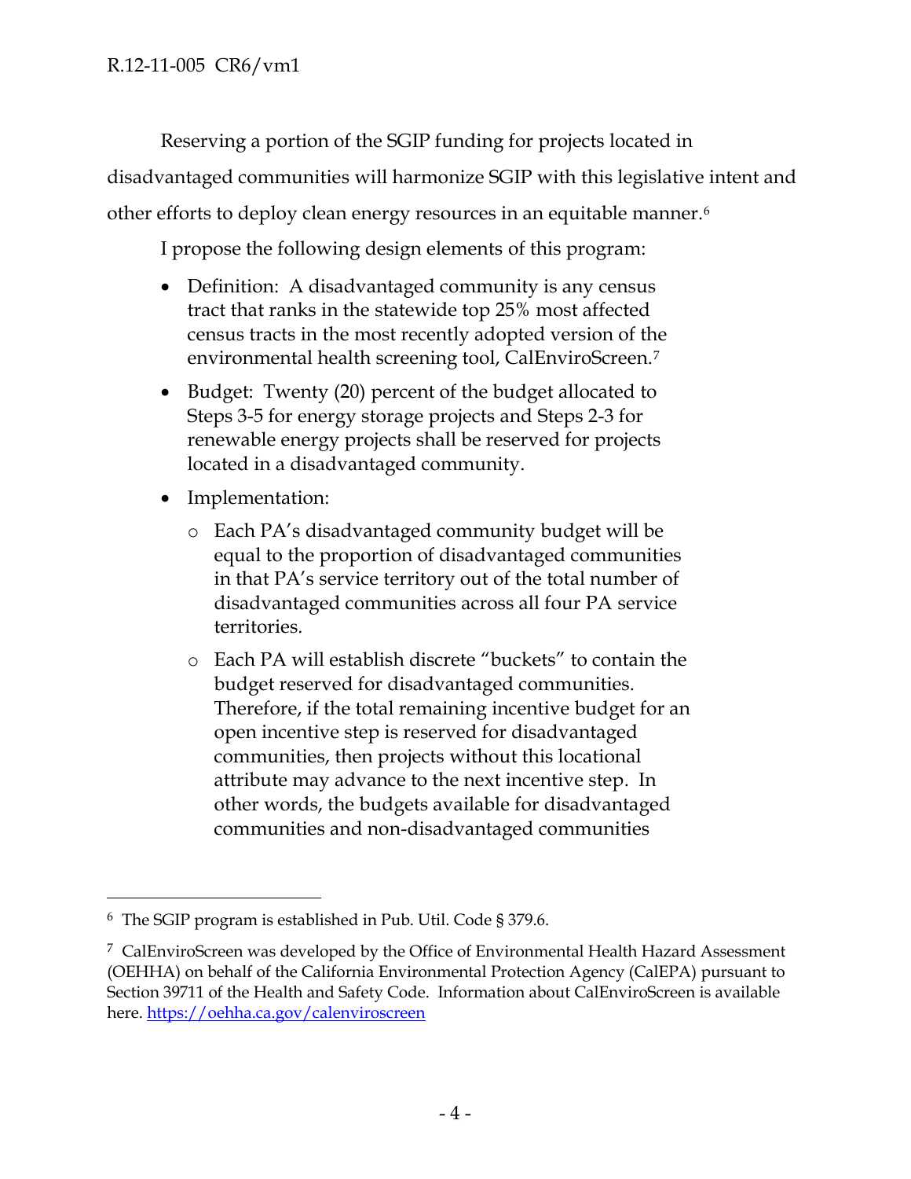Reserving a portion of the SGIP funding for projects located in disadvantaged communities will harmonize SGIP with this legislative intent and other efforts to deploy clean energy resources in an equitable manner.[6]

I propose the following design elements of this program:

- Definition: A disadvantaged community is any census tract that ranks in the statewide top 25% most affected census tracts in the most recently adopted version of the environmental health screening tool, CalEnviroScreen.[7]
- Budget: Twenty (20) percent of the budget allocated to Steps 3-5 for energy storage projects and Steps 2-3 for renewable energy projects shall be reserved for projects located in a disadvantaged community.
- Implementation:
  - Each PA's disadvantaged community budget will be equal to the proportion of disadvantaged communities in that PA's service territory out of the total number of disadvantaged communities across all four PA service territories.
  - Each PA will establish discrete "buckets" to contain the budget reserved for disadvantaged communities. Therefore, if the total remaining incentive budget for an open incentive step is reserved for disadvantaged communities, then projects without this locational attribute may advance to the next incentive step. In other words, the budgets available for disadvantaged communities and non-disadvantaged communities

---

[6] The SGIP program is established in Pub. Util. Code § 379.6.

[7] CalEnviroScreen was developed by the Office of Environmental Health Hazard Assessment (OEHHA) on behalf of the California Environmental Protection Agency (CalEPA) pursuant to Section 39711 of the Health and Safety Code. Information about CalEnviroScreen is available here. https://oehha.ca.gov/calenviroscreen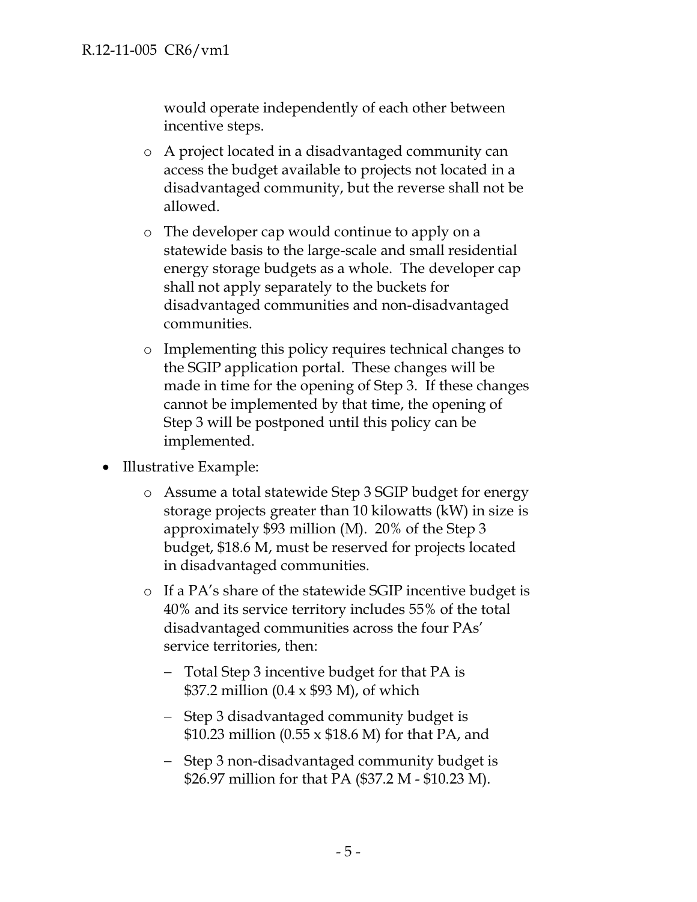would operate independently of each other between incentive steps.

    - A project located in a disadvantaged community can access the budget available to projects not located in a disadvantaged community, but the reverse shall not be allowed.
    - The developer cap would continue to apply on a statewide basis to the large-scale and small residential energy storage budgets as a whole. The developer cap shall not apply separately to the buckets for disadvantaged communities and non-disadvantaged communities.
    - Implementing this policy requires technical changes to the SGIP application portal. These changes will be made in time for the opening of Step 3. If these changes cannot be implemented by that time, the opening of Step 3 will be postponed until this policy can be implemented.

- Illustrative Example:
    - Assume a total statewide Step 3 SGIP budget for energy storage projects greater than 10 kilowatts (kW) in size is approximately $93 million (M). 20% of the Step 3 budget, $18.6 M, must be reserved for projects located in disadvantaged communities.
    - If a PA's share of the statewide SGIP incentive budget is 40% and its service territory includes 55% of the total disadvantaged communities across the four PAs' service territories, then:
        - Total Step 3 incentive budget for that PA is $37.2 million (0.4 x $93 M), of which
        - Step 3 disadvantaged community budget is $10.23 million (0.55 x $18.6 M) for that PA, and
        - Step 3 non-disadvantaged community budget is $26.97 million for that PA ($37.2 M - $10.23 M).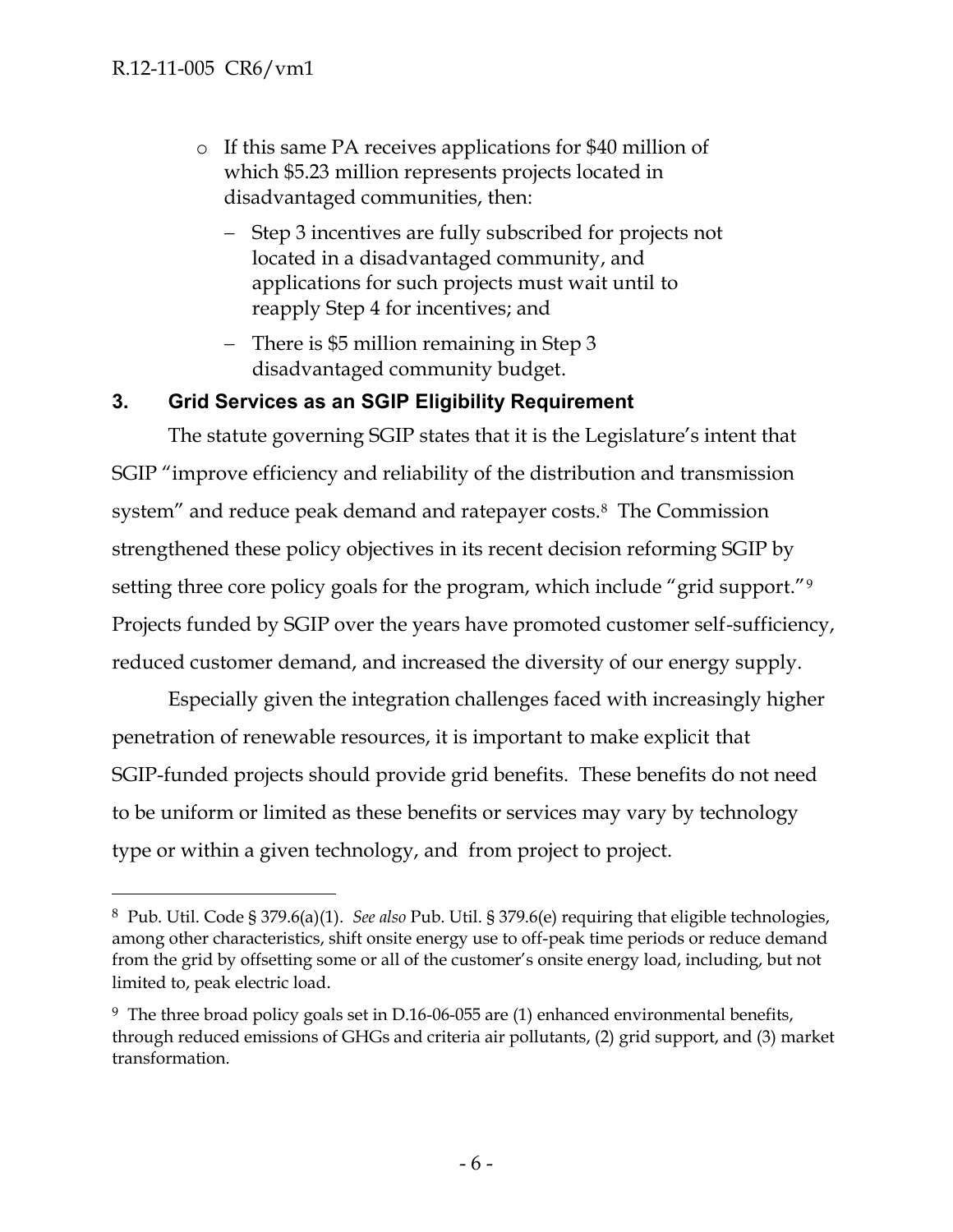- If this same PA receives applications for $40 million of which $5.23 million represents projects located in disadvantaged communities, then:
  - Step 3 incentives are fully subscribed for projects not located in a disadvantaged community, and applications for such projects must wait until to reapply Step 4 for incentives; and
  - There is $5 million remaining in Step 3 disadvantaged community budget.

## 3. Grid Services as an SGIP Eligibility Requirement

The statute governing SGIP states that it is the Legislature's intent that SGIP "improve efficiency and reliability of the distribution and transmission system" and reduce peak demand and ratepayer costs.[8] The Commission strengthened these policy objectives in its recent decision reforming SGIP by setting three core policy goals for the program, which include "grid support."[9] Projects funded by SGIP over the years have promoted customer self-sufficiency, reduced customer demand, and increased the diversity of our energy supply.

Especially given the integration challenges faced with increasingly higher penetration of renewable resources, it is important to make explicit that SGIP-funded projects should provide grid benefits. These benefits do not need to be uniform or limited as these benefits or services may vary by technology type or within a given technology, and from project to project.

---

[8] Pub. Util. Code § 379.6(a)(1). *See also* Pub. Util. § 379.6(e) requiring that eligible technologies, among other characteristics, shift onsite energy use to off-peak time periods or reduce demand from the grid by offsetting some or all of the customer's onsite energy load, including, but not limited to, peak electric load.

[9] The three broad policy goals set in D.16-06-055 are (1) enhanced environmental benefits, through reduced emissions of GHGs and criteria air pollutants, (2) grid support, and (3) market transformation.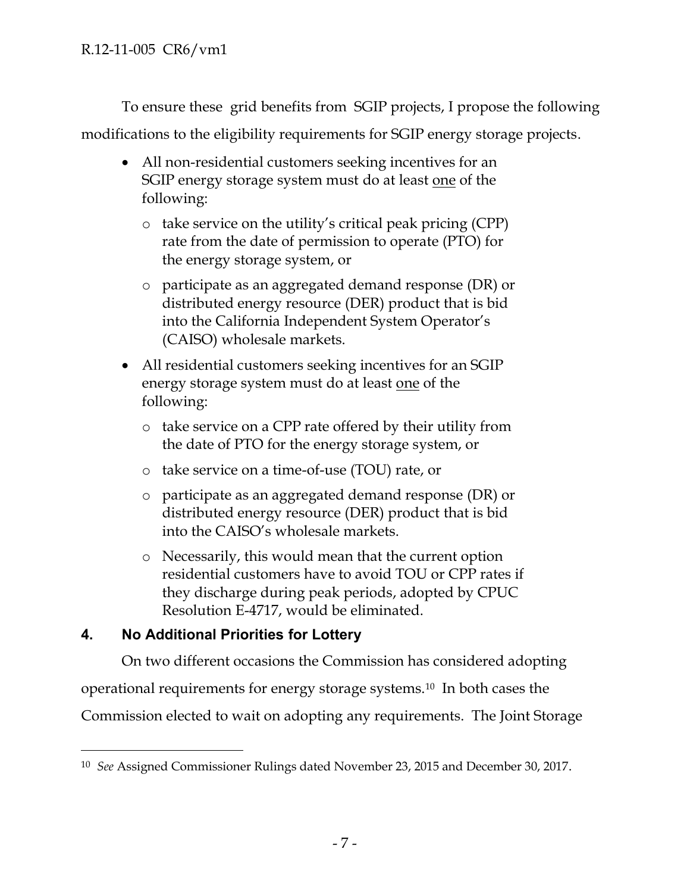To ensure these grid benefits from SGIP projects, I propose the following modifications to the eligibility requirements for SGIP energy storage projects.

- All non-residential customers seeking incentives for an SGIP energy storage system must do at least one of the following:
  - take service on the utility's critical peak pricing (CPP) rate from the date of permission to operate (PTO) for the energy storage system, or
  - participate as an aggregated demand response (DR) or distributed energy resource (DER) product that is bid into the California Independent System Operator's (CAISO) wholesale markets.
- All residential customers seeking incentives for an SGIP energy storage system must do at least one of the following:
  - take service on a CPP rate offered by their utility from the date of PTO for the energy storage system, or
  - take service on a time-of-use (TOU) rate, or
  - participate as an aggregated demand response (DR) or distributed energy resource (DER) product that is bid into the CAISO's wholesale markets.
  - Necessarily, this would mean that the current option residential customers have to avoid TOU or CPP rates if they discharge during peak periods, adopted by CPUC Resolution E-4717, would be eliminated.

## 4. No Additional Priorities for Lottery

On two different occasions the Commission has considered adopting operational requirements for energy storage systems.[10] In both cases the Commission elected to wait on adopting any requirements. The Joint Storage

[10] *See* Assigned Commissioner Rulings dated November 23, 2015 and December 30, 2017.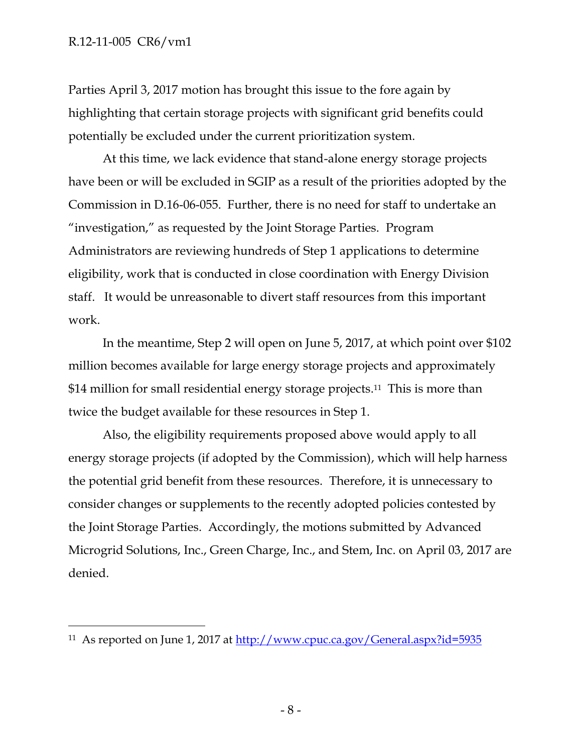Parties April 3, 2017 motion has brought this issue to the fore again by highlighting that certain storage projects with significant grid benefits could potentially be excluded under the current prioritization system.

At this time, we lack evidence that stand-alone energy storage projects have been or will be excluded in SGIP as a result of the priorities adopted by the Commission in D.16-06-055. Further, there is no need for staff to undertake an "investigation," as requested by the Joint Storage Parties. Program Administrators are reviewing hundreds of Step 1 applications to determine eligibility, work that is conducted in close coordination with Energy Division staff. It would be unreasonable to divert staff resources from this important work.

In the meantime, Step 2 will open on June 5, 2017, at which point over $102 million becomes available for large energy storage projects and approximately $14 million for small residential energy storage projects.[11] This is more than twice the budget available for these resources in Step 1.

Also, the eligibility requirements proposed above would apply to all energy storage projects (if adopted by the Commission), which will help harness the potential grid benefit from these resources. Therefore, it is unnecessary to consider changes or supplements to the recently adopted policies contested by the Joint Storage Parties. Accordingly, the motions submitted by Advanced Microgrid Solutions, Inc., Green Charge, Inc., and Stem, Inc. on April 03, 2017 are denied.

---

[11] As reported on June 1, 2017 at http://www.cpuc.ca.gov/General.aspx?id=5935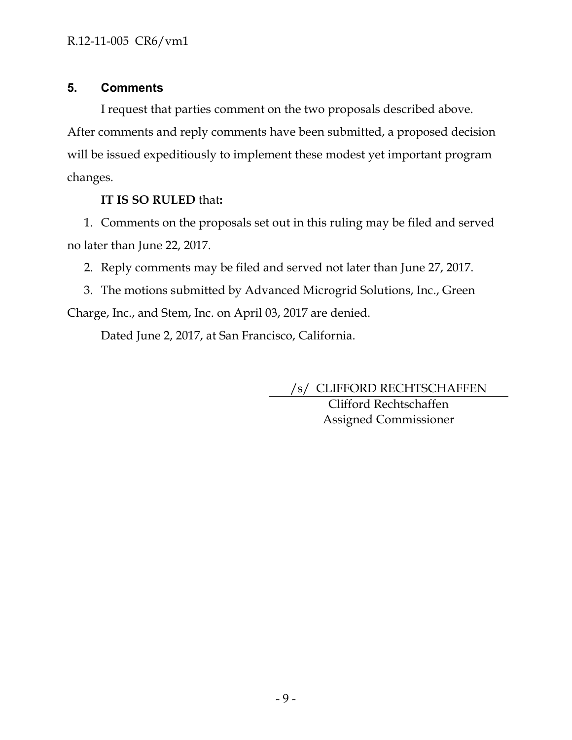## 5. Comments

I request that parties comment on the two proposals described above. After comments and reply comments have been submitted, a proposed decision will be issued expeditiously to implement these modest yet important program changes.

**IT IS SO RULED** that**:**

1. Comments on the proposals set out in this ruling may be filed and served no later than June 22, 2017.
2. Reply comments may be filed and served not later than June 27, 2017.
3. The motions submitted by Advanced Microgrid Solutions, Inc., Green Charge, Inc., and Stem, Inc. on April 03, 2017 are denied.

Dated June 2, 2017, at San Francisco, California.

/s/ CLIFFORD RECHTSCHAFFEN
Clifford Rechtschaffen
Assigned Commissioner